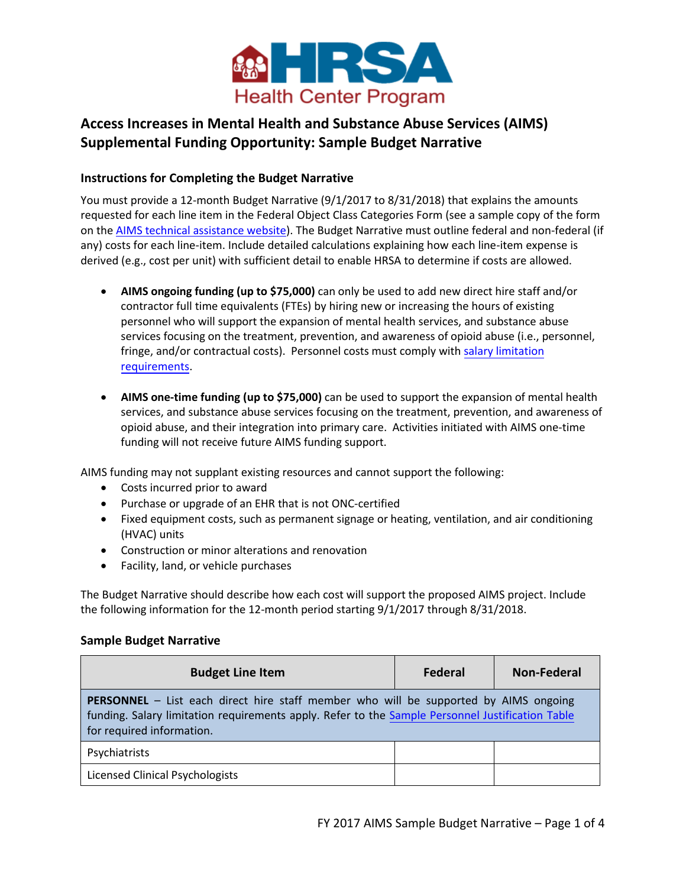HRSA Health Center Program

# Access Increases in Mental Health and Substance Abuse Services (AIMS) Supplemental Funding Opportunity: Sample Budget Narrative

## Instructions for Completing the Budget Narrative

You must provide a 12-month Budget Narrative (9/1/2017 to 8/31/2018) that explains the amounts requested for each line item in the Federal Object Class Categories Form (see a sample copy of the form on the AIMS technical assistance website). The Budget Narrative must outline federal and non-federal (if any) costs for each line-item. Include detailed calculations explaining how each line-item expense is derived (e.g., cost per unit) with sufficient detail to enable HRSA to determine if costs are allowed.

- **AIMS ongoing funding (up to $75,000)** can only be used to add new direct hire staff and/or contractor full time equivalents (FTEs) by hiring new or increasing the hours of existing personnel who will support the expansion of mental health services, and substance abuse services focusing on the treatment, prevention, and awareness of opioid abuse (i.e., personnel, fringe, and/or contractual costs). Personnel costs must comply with salary limitation requirements.

- **AIMS one-time funding (up to $75,000)** can be used to support the expansion of mental health services, and substance abuse services focusing on the treatment, prevention, and awareness of opioid abuse, and their integration into primary care. Activities initiated with AIMS one-time funding will not receive future AIMS funding support.

AIMS funding may not supplant existing resources and cannot support the following:

- Costs incurred prior to award
- Purchase or upgrade of an EHR that is not ONC-certified
- Fixed equipment costs, such as permanent signage or heating, ventilation, and air conditioning (HVAC) units
- Construction or minor alterations and renovation
- Facility, land, or vehicle purchases

The Budget Narrative should describe how each cost will support the proposed AIMS project. Include the following information for the 12-month period starting 9/1/2017 through 8/31/2018.

## Sample Budget Narrative

| Budget Line Item | Federal | Non-Federal |
|---|---|---|
| **PERSONNEL** – List each direct hire staff member who will be supported by AIMS ongoing funding. Salary limitation requirements apply. Refer to the Sample Personnel Justification Table for required information. | | |
| Psychiatrists | | |
| Licensed Clinical Psychologists | | |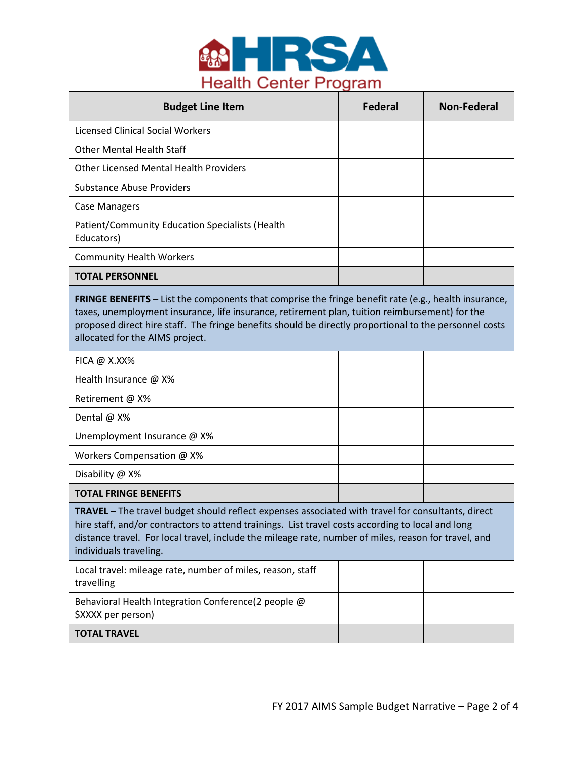| Budget Line Item | Federal | Non-Federal |
|---|---|---|
| Licensed Clinical Social Workers | | |
| Other Mental Health Staff | | |
| Other Licensed Mental Health Providers | | |
| Substance Abuse Providers | | |
| Case Managers | | |
| Patient/Community Education Specialists (Health Educators) | | |
| Community Health Workers | | |
| **TOTAL PERSONNEL** | | |
| **FRINGE BENEFITS** – List the components that comprise the fringe benefit rate (e.g., health insurance, taxes, unemployment insurance, life insurance, retirement plan, tuition reimbursement) for the proposed direct hire staff. The fringe benefits should be directly proportional to the personnel costs allocated for the AIMS project. | | |
| FICA @ X.XX% | | |
| Health Insurance @ X% | | |
| Retirement @ X% | | |
| Dental @ X% | | |
| Unemployment Insurance @ X% | | |
| Workers Compensation @ X% | | |
| Disability @ X% | | |
| **TOTAL FRINGE BENEFITS** | | |
| **TRAVEL –** The travel budget should reflect expenses associated with travel for consultants, direct hire staff, and/or contractors to attend trainings. List travel costs according to local and long distance travel. For local travel, include the mileage rate, number of miles, reason for travel, and individuals traveling. | | |
| Local travel: mileage rate, number of miles, reason, staff travelling | | |
| Behavioral Health Integration Conference(2 people @ $XXXX per person) | | |
| **TOTAL TRAVEL** | | |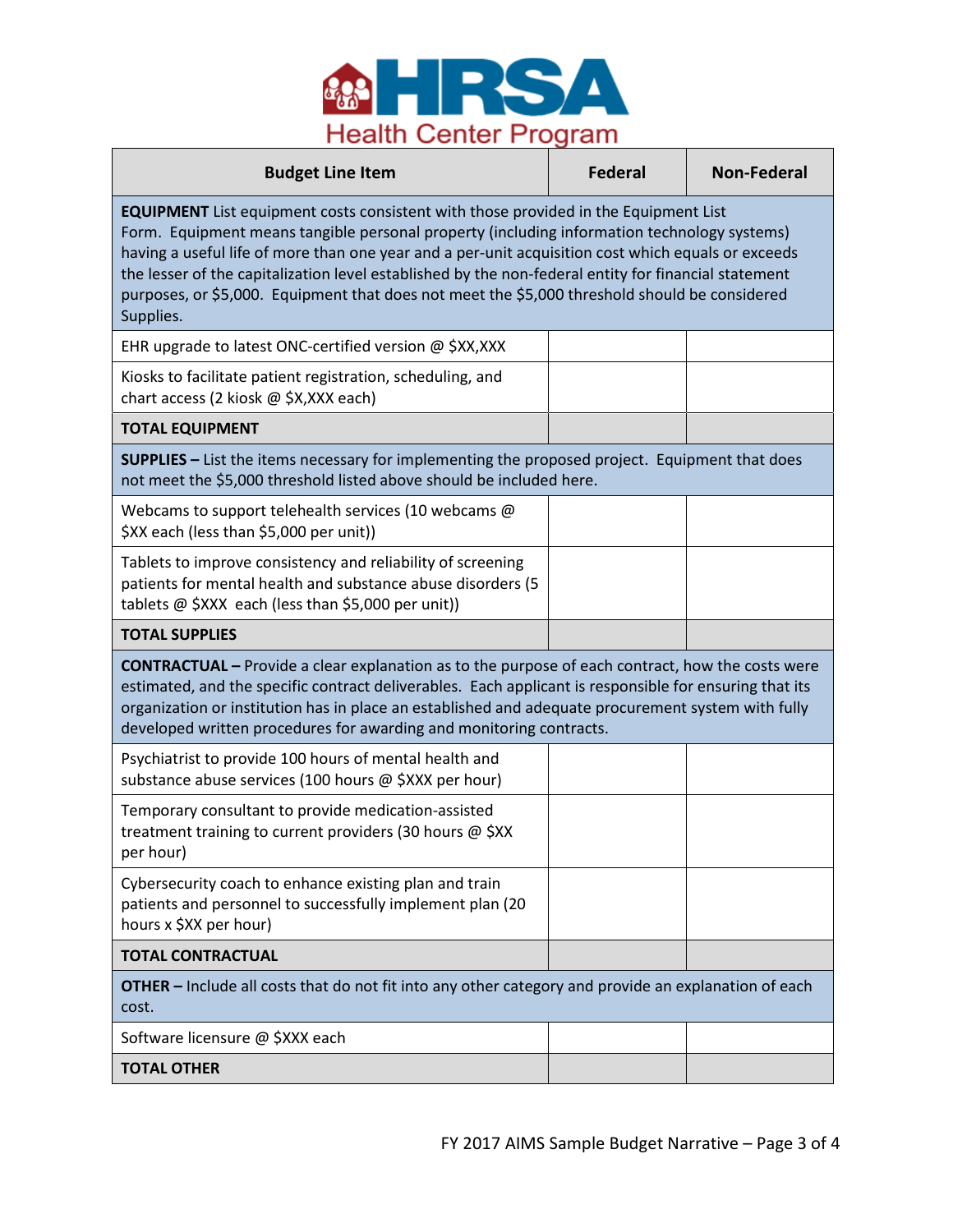| Budget Line Item | Federal | Non-Federal |
|---|---|---|
| **EQUIPMENT** List equipment costs consistent with those provided in the Equipment List Form. Equipment means tangible personal property (including information technology systems) having a useful life of more than one year and a per-unit acquisition cost which equals or exceeds the lesser of the capitalization level established by the non-federal entity for financial statement purposes, or $5,000. Equipment that does not meet the $5,000 threshold should be considered Supplies. | | |
| EHR upgrade to latest ONC-certified version @ $XX,XXX | | |
| Kiosks to facilitate patient registration, scheduling, and chart access (2 kiosk @ $X,XXX each) | | |
| **TOTAL EQUIPMENT** | | |
| **SUPPLIES –** List the items necessary for implementing the proposed project. Equipment that does not meet the $5,000 threshold listed above should be included here. | | |
| Webcams to support telehealth services (10 webcams @ $XX each (less than $5,000 per unit)) | | |
| Tablets to improve consistency and reliability of screening patients for mental health and substance abuse disorders (5 tablets @ $XXX each (less than $5,000 per unit)) | | |
| **TOTAL SUPPLIES** | | |
| **CONTRACTUAL –** Provide a clear explanation as to the purpose of each contract, how the costs were estimated, and the specific contract deliverables. Each applicant is responsible for ensuring that its organization or institution has in place an established and adequate procurement system with fully developed written procedures for awarding and monitoring contracts. | | |
| Psychiatrist to provide 100 hours of mental health and substance abuse services (100 hours @ $XXX per hour) | | |
| Temporary consultant to provide medication-assisted treatment training to current providers (30 hours @ $XX per hour) | | |
| Cybersecurity coach to enhance existing plan and train patients and personnel to successfully implement plan (20 hours x $XX per hour) | | |
| **TOTAL CONTRACTUAL** | | |
| **OTHER –** Include all costs that do not fit into any other category and provide an explanation of each cost. | | |
| Software licensure @ $XXX each | | |
| **TOTAL OTHER** | | |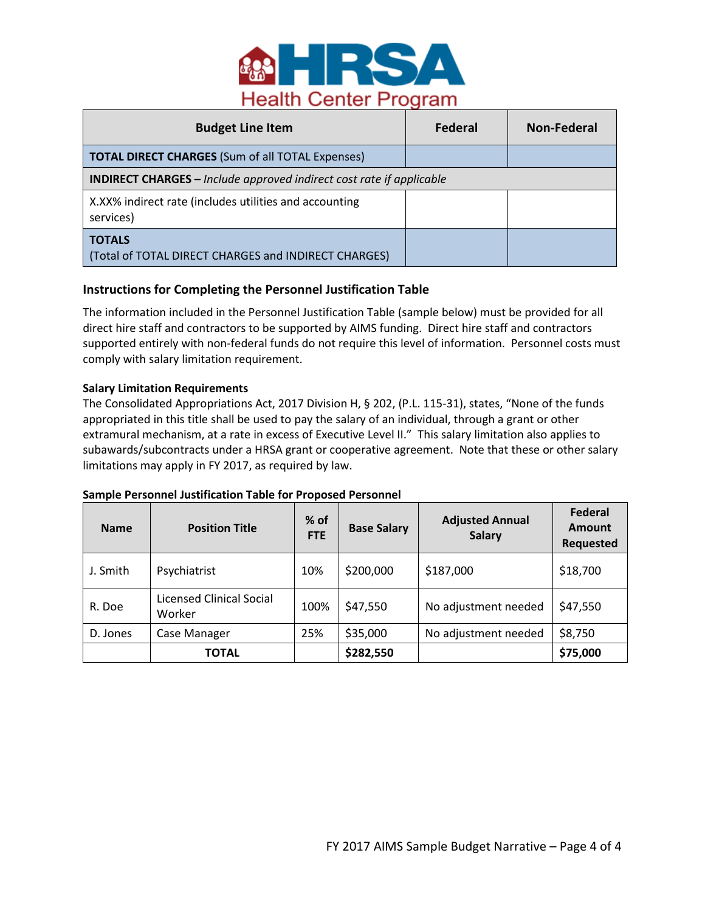| Budget Line Item | Federal | Non-Federal |
| --- | --- | --- |
| **TOTAL DIRECT CHARGES** (Sum of all TOTAL Expenses) | | |
| **INDIRECT CHARGES –** *Include approved indirect cost rate if applicable* | | |
| X.XX% indirect rate (includes utilities and accounting services) | | |
| **TOTALS** (Total of TOTAL DIRECT CHARGES and INDIRECT CHARGES) | | |

### Instructions for Completing the Personnel Justification Table

The information included in the Personnel Justification Table (sample below) must be provided for all direct hire staff and contractors to be supported by AIMS funding. Direct hire staff and contractors supported entirely with non-federal funds do not require this level of information. Personnel costs must comply with salary limitation requirement.

**Salary Limitation Requirements**

The Consolidated Appropriations Act, 2017 Division H, § 202, (P.L. 115-31), states, "None of the funds appropriated in this title shall be used to pay the salary of an individual, through a grant or other extramural mechanism, at a rate in excess of Executive Level II." This salary limitation also applies to subawards/subcontracts under a HRSA grant or cooperative agreement. Note that these or other salary limitations may apply in FY 2017, as required by law.

**Sample Personnel Justification Table for Proposed Personnel**

| Name | Position Title | % of FTE | Base Salary | Adjusted Annual Salary | Federal Amount Requested |
| --- | --- | --- | --- | --- | --- |
| J. Smith | Psychiatrist | 10% | $200,000 | $187,000 | $18,700 |
| R. Doe | Licensed Clinical Social Worker | 100% | $47,550 | No adjustment needed | $47,550 |
| D. Jones | Case Manager | 25% | $35,000 | No adjustment needed | $8,750 |
| | **TOTAL** | | **$282,550** | | **$75,000** |